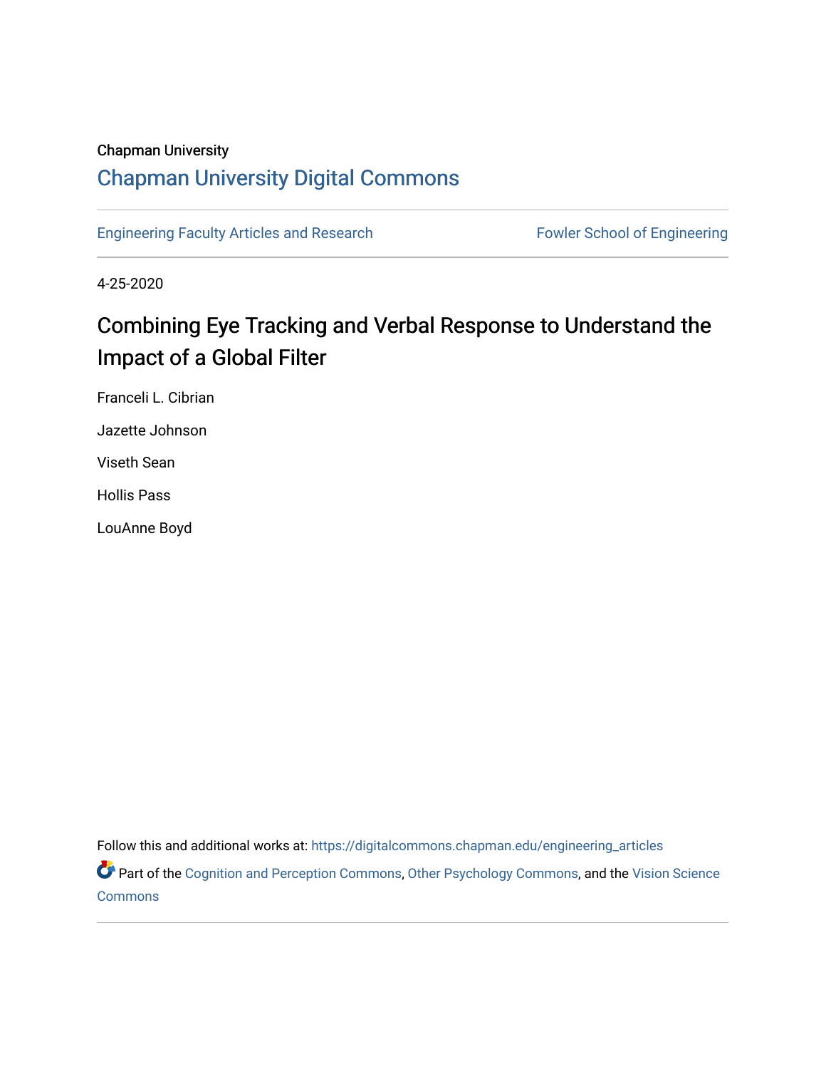Chapman University

## Chapman University Digital Commons

Engineering Faculty Articles and Research | Fowler School of Engineering

4-25-2020

# Combining Eye Tracking and Verbal Response to Understand the Impact of a Global Filter

Franceli L. Cibrian

Jazette Johnson

Viseth Sean

Hollis Pass

LouAnne Boyd

Follow this and additional works at: https://digitalcommons.chapman.edu/engineering_articles

Part of the Cognition and Perception Commons, Other Psychology Commons, and the Vision Science Commons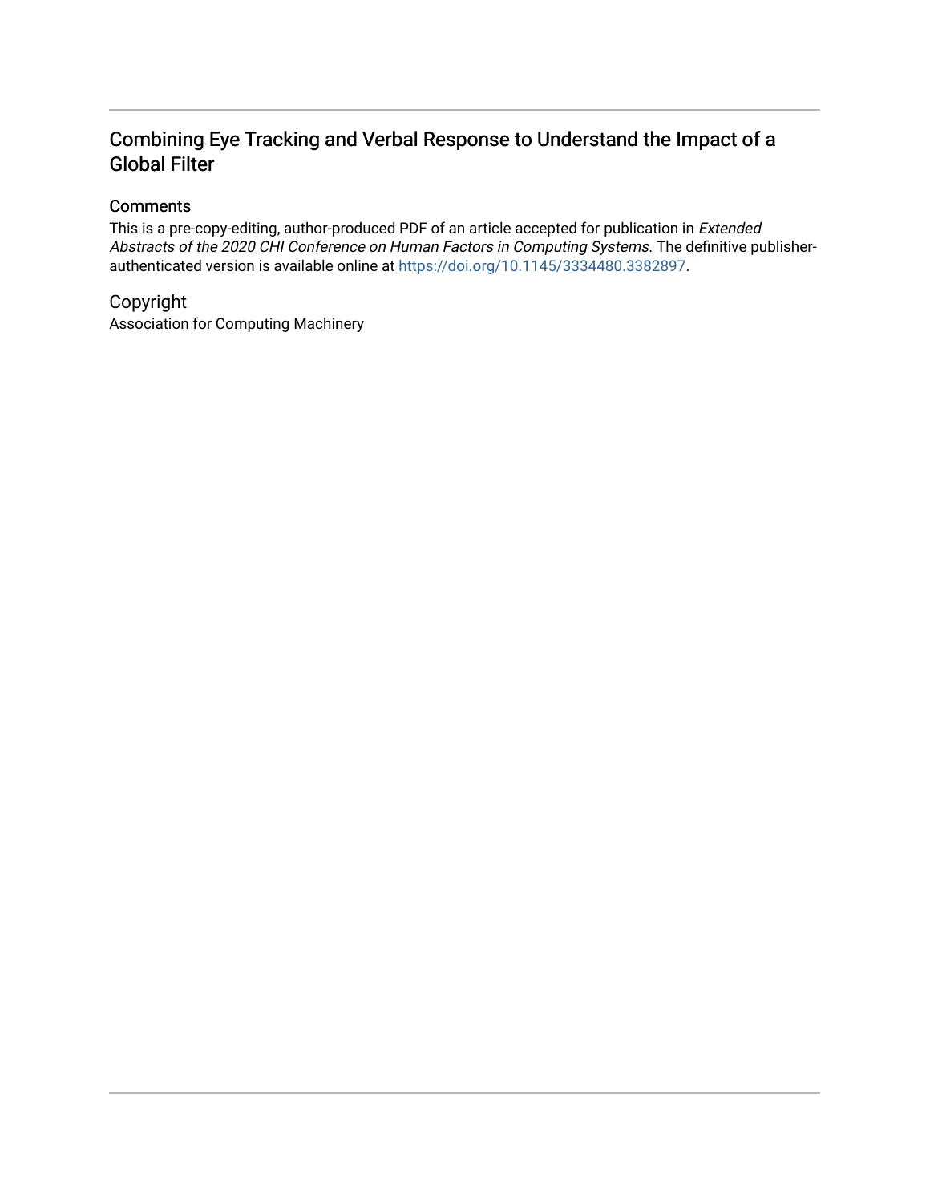## Combining Eye Tracking and Verbal Response to Understand the Impact of a Global Filter

### Comments

This is a pre-copy-editing, author-produced PDF of an article accepted for publication in *Extended Abstracts of the 2020 CHI Conference on Human Factors in Computing Systems*. The definitive publisher-authenticated version is available online at https://doi.org/10.1145/3334480.3382897.

### Copyright

Association for Computing Machinery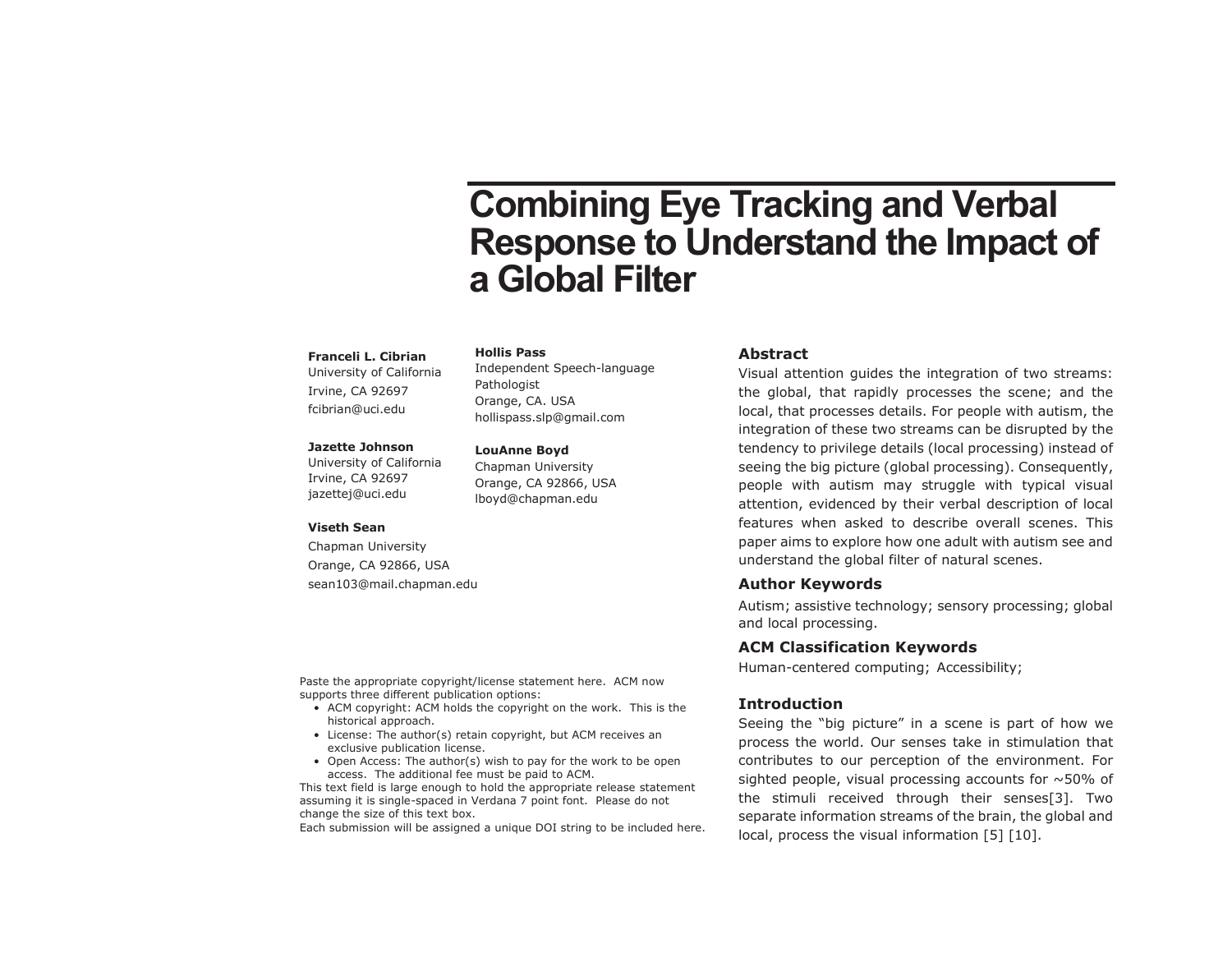# Combining Eye Tracking and Verbal Response to Understand the Impact of a Global Filter

**Franceli L. Cibrian**
University of California
Irvine, CA 92697
fcibrian@uci.edu

**Jazette Johnson**
University of California
Irvine, CA 92697
jazettej@uci.edu

**Viseth Sean**
Chapman University
Orange, CA 92866, USA
sean103@mail.chapman.edu

**Hollis Pass**
Independent Speech-language Pathologist
Orange, CA. USA
hollispass.slp@gmail.com

**LouAnne Boyd**
Chapman University
Orange, CA 92866, USA
lboyd@chapman.edu

Paste the appropriate copyright/license statement here. ACM now supports three different publication options:

- ACM copyright: ACM holds the copyright on the work. This is the historical approach.
- License: The author(s) retain copyright, but ACM receives an exclusive publication license.
- Open Access: The author(s) wish to pay for the work to be open access. The additional fee must be paid to ACM.

This text field is large enough to hold the appropriate release statement assuming it is single-spaced in Verdana 7 point font. Please do not change the size of this text box.
Each submission will be assigned a unique DOI string to be included here.

## Abstract

Visual attention guides the integration of two streams: the global, that rapidly processes the scene; and the local, that processes details. For people with autism, the integration of these two streams can be disrupted by the tendency to privilege details (local processing) instead of seeing the big picture (global processing). Consequently, people with autism may struggle with typical visual attention, evidenced by their verbal description of local features when asked to describe overall scenes. This paper aims to explore how one adult with autism see and understand the global filter of natural scenes.

## Author Keywords

Autism; assistive technology; sensory processing; global and local processing.

## ACM Classification Keywords

Human-centered computing; Accessibility;

## Introduction

Seeing the "big picture" in a scene is part of how we process the world. Our senses take in stimulation that contributes to our perception of the environment. For sighted people, visual processing accounts for ~50% of the stimuli received through their senses[3]. Two separate information streams of the brain, the global and local, process the visual information [5] [10].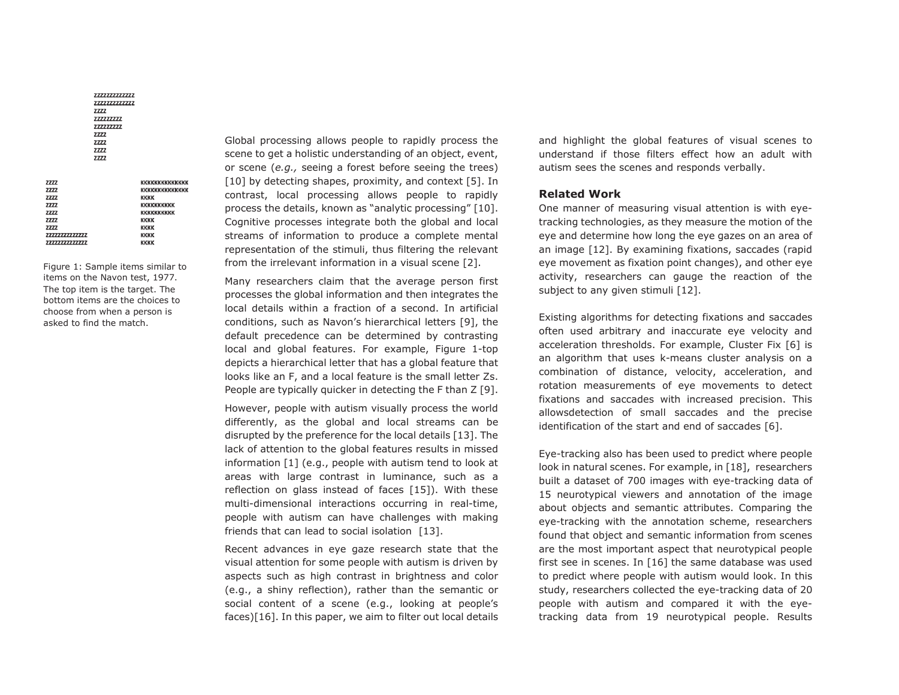```
zzzzzzzzzzzz
zzzzzzzzzzzz
zzzz
zzzzzzzz
zzzzzzzz
zzzz
zzzz
zzzz
zzzz

zzzz                KKKKKKKKKKKKK
zzzz                KKKKKKKKKKKKK
zzzz                KKKK
zzzz                KKKKKKKKK
zzzz                KKKKKKKKK
zzzz                KKKK
zzzz                KKKK
zzzzzzzzzzzzz       KKKK
zzzzzzzzzzzzz       KKKK
```

Figure 1: Sample items similar to items on the Navon test, 1977. The top item is the target. The bottom items are the choices to choose from when a person is asked to find the match.

Global processing allows people to rapidly process the scene to get a holistic understanding of an object, event, or scene (*e.g.,* seeing a forest before seeing the trees) [10] by detecting shapes, proximity, and context [5]. In contrast, local processing allows people to rapidly process the details, known as "analytic processing" [10]. Cognitive processes integrate both the global and local streams of information to produce a complete mental representation of the stimuli, thus filtering the relevant from the irrelevant information in a visual scene [2].

Many researchers claim that the average person first processes the global information and then integrates the local details within a fraction of a second. In artificial conditions, such as Navon's hierarchical letters [9], the default precedence can be determined by contrasting local and global features. For example, Figure 1-top depicts a hierarchical letter that has a global feature that looks like an F, and a local feature is the small letter Zs. People are typically quicker in detecting the F than Z [9].

However, people with autism visually process the world differently, as the global and local streams can be disrupted by the preference for the local details [13]. The lack of attention to the global features results in missed information [1] (e.g., people with autism tend to look at areas with large contrast in luminance, such as a reflection on glass instead of faces [15]). With these multi-dimensional interactions occurring in real-time, people with autism can have challenges with making friends that can lead to social isolation [13].

Recent advances in eye gaze research state that the visual attention for some people with autism is driven by aspects such as high contrast in brightness and color (e.g., a shiny reflection), rather than the semantic or social content of a scene (e.g., looking at people's faces)[16]. In this paper, we aim to filter out local details and highlight the global features of visual scenes to understand if those filters effect how an adult with autism sees the scenes and responds verbally.

## Related Work

One manner of measuring visual attention is with eye-tracking technologies, as they measure the motion of the eye and determine how long the eye gazes on an area of an image [12]. By examining fixations, saccades (rapid eye movement as fixation point changes), and other eye activity, researchers can gauge the reaction of the subject to any given stimuli [12].

Existing algorithms for detecting fixations and saccades often used arbitrary and inaccurate eye velocity and acceleration thresholds. For example, Cluster Fix [6] is an algorithm that uses k-means cluster analysis on a combination of distance, velocity, acceleration, and rotation measurements of eye movements to detect fixations and saccades with increased precision. This allowsdetection of small saccades and the precise identification of the start and end of saccades [6].

Eye-tracking also has been used to predict where people look in natural scenes. For example, in [18], researchers built a dataset of 700 images with eye-tracking data of 15 neurotypical viewers and annotation of the image about objects and semantic attributes. Comparing the eye-tracking with the annotation scheme, researchers found that object and semantic information from scenes are the most important aspect that neurotypical people first see in scenes. In [16] the same database was used to predict where people with autism would look. In this study, researchers collected the eye-tracking data of 20 people with autism and compared it with the eye-tracking data from 19 neurotypical people. Results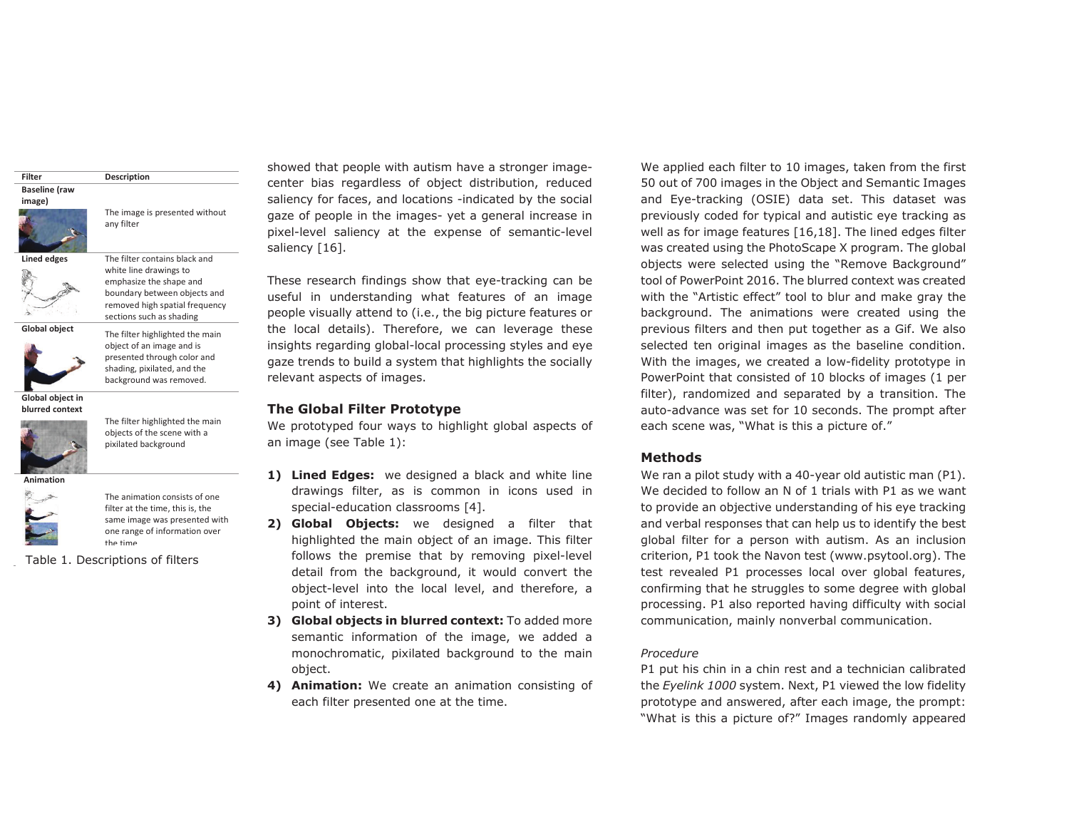| Filter | Description |
| --- | --- |
| Baseline (raw image) | The image is presented without any filter |
| Lined edges | The filter contains black and white line drawings to emphasize the shape and boundary between objects and removed high spatial frequency sections such as shading |
| Global object | The filter highlighted the main object of an image and is presented through color and shading, pixilated, and the background was removed. |
| Global object in blurred context | The filter highlighted the main objects of the scene with a pixilated background |
| Animation | The animation consists of one filter at the time, this is, the same image was presented with one range of information over the time |

Table 1. Descriptions of filters

showed that people with autism have a stronger image-center bias regardless of object distribution, reduced saliency for faces, and locations -indicated by the social gaze of people in the images- yet a general increase in pixel-level saliency at the expense of semantic-level saliency [16].

These research findings show that eye-tracking can be useful in understanding what features of an image people visually attend to (i.e., the big picture features or the local details). Therefore, we can leverage these insights regarding global-local processing styles and eye gaze trends to build a system that highlights the socially relevant aspects of images.

## The Global Filter Prototype

We prototyped four ways to highlight global aspects of an image (see Table 1):

1) **Lined Edges:** we designed a black and white line drawings filter, as is common in icons used in special-education classrooms [4].
2) **Global Objects:** we designed a filter that highlighted the main object of an image. This filter follows the premise that by removing pixel-level detail from the background, it would convert the object-level into the local level, and therefore, a point of interest.
3) **Global objects in blurred context:** To added more semantic information of the image, we added a monochromatic, pixilated background to the main object.
4) **Animation:** We create an animation consisting of each filter presented one at the time.

We applied each filter to 10 images, taken from the first 50 out of 700 images in the Object and Semantic Images and Eye-tracking (OSIE) data set. This dataset was previously coded for typical and autistic eye tracking as well as for image features [16,18]. The lined edges filter was created using the PhotoScape X program. The global objects were selected using the "Remove Background" tool of PowerPoint 2016. The blurred context was created with the "Artistic effect" tool to blur and make gray the background. The animations were created using the previous filters and then put together as a Gif. We also selected ten original images as the baseline condition. With the images, we created a low-fidelity prototype in PowerPoint that consisted of 10 blocks of images (1 per filter), randomized and separated by a transition. The auto-advance was set for 10 seconds. The prompt after each scene was, "What is this a picture of."

## Methods

We ran a pilot study with a 40-year old autistic man (P1). We decided to follow an N of 1 trials with P1 as we want to provide an objective understanding of his eye tracking and verbal responses that can help us to identify the best global filter for a person with autism. As an inclusion criterion, P1 took the Navon test (www.psytool.org). The test revealed P1 processes local over global features, confirming that he struggles to some degree with global processing. P1 also reported having difficulty with social communication, mainly nonverbal communication.

### *Procedure*

P1 put his chin in a chin rest and a technician calibrated the *Eyelink 1000* system. Next, P1 viewed the low fidelity prototype and answered, after each image, the prompt: "What is this a picture of?" Images randomly appeared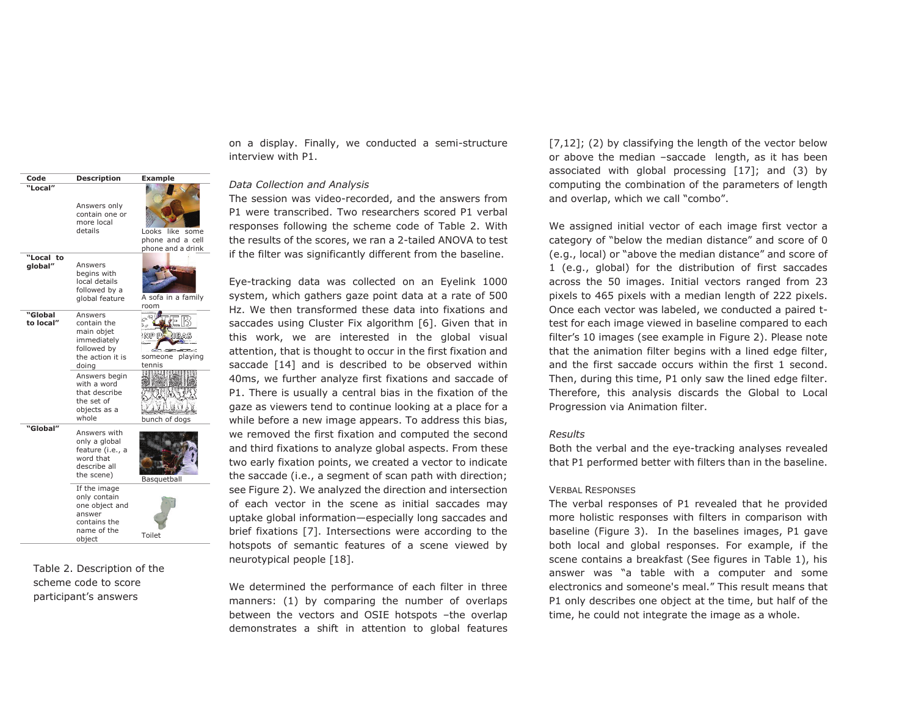| Code | Description | Example |
|---|---|---|
| "Local" | Answers only contain one or more local details | Looks like some phone and a cell phone and a drink |
| "Local to global" | Answers begins with local details followed by a global feature | A sofa in a family room |
| "Global to local" | Answers contain the main objet immediately followed by the action it is doing | someone playing tennis |
| | Answers begin with a word that describe the set of objects as a whole | bunch of dogs |
| "Global" | Answers with only a global feature (i.e., a word that describe all the scene) | Basquetball |
| | If the image only contain one object and answer contains the name of the object | Toilet |

Table 2. Description of the scheme code to score participant's answers

on a display. Finally, we conducted a semi-structure interview with P1.

*Data Collection and Analysis*

The session was video-recorded, and the answers from P1 were transcribed. Two researchers scored P1 verbal responses following the scheme code of Table 2. With the results of the scores, we ran a 2-tailed ANOVA to test if the filter was significantly different from the baseline.

Eye-tracking data was collected on an Eyelink 1000 system, which gathers gaze point data at a rate of 500 Hz. We then transformed these data into fixations and saccades using Cluster Fix algorithm [6]. Given that in this work, we are interested in the global visual attention, that is thought to occur in the first fixation and saccade [14] and is described to be observed within 40ms, we further analyze first fixations and saccade of P1. There is usually a central bias in the fixation of the gaze as viewers tend to continue looking at a place for a while before a new image appears. To address this bias, we removed the first fixation and computed the second and third fixations to analyze global aspects. From these two early fixation points, we created a vector to indicate the saccade (i.e., a segment of scan path with direction; see Figure 2). We analyzed the direction and intersection of each vector in the scene as initial saccades may uptake global information—especially long saccades and brief fixations [7]. Intersections were according to the hotspots of semantic features of a scene viewed by neurotypical people [18].

We determined the performance of each filter in three manners: (1) by comparing the number of overlaps between the vectors and OSIE hotspots –the overlap demonstrates a shift in attention to global features [7,12]; (2) by classifying the length of the vector below or above the median –saccade length, as it has been associated with global processing [17]; and (3) by computing the combination of the parameters of length and overlap, which we call "combo".

We assigned initial vector of each image first vector a category of "below the median distance" and score of 0 (e.g., local) or "above the median distance" and score of 1 (e.g., global) for the distribution of first saccades across the 50 images. Initial vectors ranged from 23 pixels to 465 pixels with a median length of 222 pixels. Once each vector was labeled, we conducted a paired t-test for each image viewed in baseline compared to each filter's 10 images (see example in Figure 2). Please note that the animation filter begins with a lined edge filter, and the first saccade occurs within the first 1 second. Then, during this time, P1 only saw the lined edge filter. Therefore, this analysis discards the Global to Local Progression via Animation filter.

*Results*

Both the verbal and the eye-tracking analyses revealed that P1 performed better with filters than in the baseline.

VERBAL RESPONSES

The verbal responses of P1 revealed that he provided more holistic responses with filters in comparison with baseline (Figure 3). In the baselines images, P1 gave both local and global responses. For example, if the scene contains a breakfast (See figures in Table 1), his answer was "a table with a computer and some electronics and someone's meal." This result means that P1 only describes one object at the time, but half of the time, he could not integrate the image as a whole.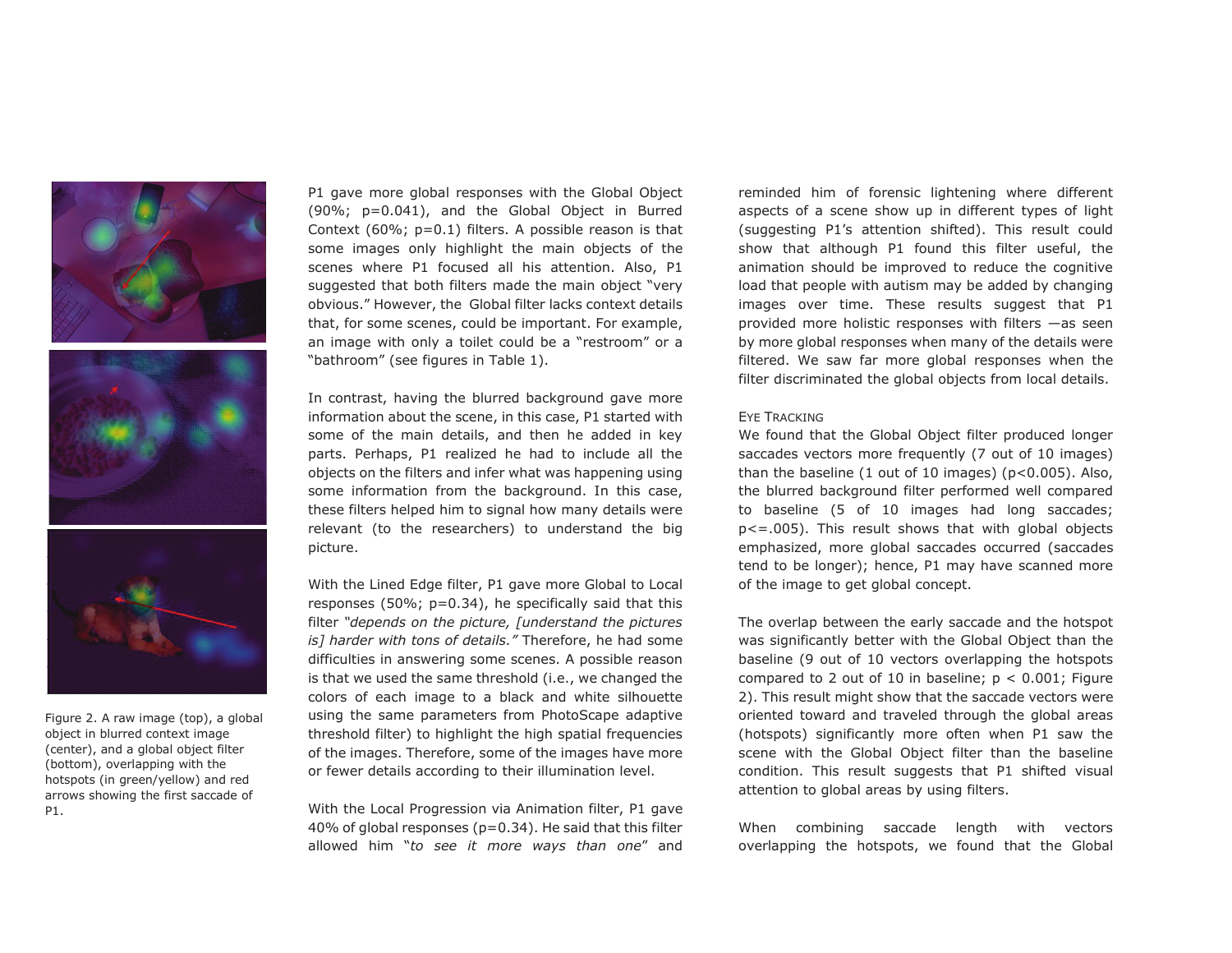Figure 2. A raw image (top), a global object in blurred context image (center), and a global object filter (bottom), overlapping with the hotspots (in green/yellow) and red arrows showing the first saccade of P1.

P1 gave more global responses with the Global Object (90%; p=0.041), and the Global Object in Burred Context (60%; p=0.1) filters. A possible reason is that some images only highlight the main objects of the scenes where P1 focused all his attention. Also, P1 suggested that both filters made the main object "very obvious." However, the Global filter lacks context details that, for some scenes, could be important. For example, an image with only a toilet could be a "restroom" or a "bathroom" (see figures in Table 1).

In contrast, having the blurred background gave more information about the scene, in this case, P1 started with some of the main details, and then he added in key parts. Perhaps, P1 realized he had to include all the objects on the filters and infer what was happening using some information from the background. In this case, these filters helped him to signal how many details were relevant (to the researchers) to understand the big picture.

With the Lined Edge filter, P1 gave more Global to Local responses (50%; p=0.34), he specifically said that this filter *"depends on the picture, [understand the pictures is] harder with tons of details."* Therefore, he had some difficulties in answering some scenes. A possible reason is that we used the same threshold (i.e., we changed the colors of each image to a black and white silhouette using the same parameters from PhotoScape adaptive threshold filter) to highlight the high spatial frequencies of the images. Therefore, some of the images have more or fewer details according to their illumination level.

With the Local Progression via Animation filter, P1 gave 40% of global responses (p=0.34). He said that this filter allowed him "*to see it more ways than one*" and reminded him of forensic lightening where different aspects of a scene show up in different types of light (suggesting P1's attention shifted). This result could show that although P1 found this filter useful, the animation should be improved to reduce the cognitive load that people with autism may be added by changing images over time. These results suggest that P1 provided more holistic responses with filters —as seen by more global responses when many of the details were filtered. We saw far more global responses when the filter discriminated the global objects from local details.

### Eye Tracking

We found that the Global Object filter produced longer saccades vectors more frequently (7 out of 10 images) than the baseline (1 out of 10 images) (p<0.005). Also, the blurred background filter performed well compared to baseline (5 of 10 images had long saccades; p<=.005). This result shows that with global objects emphasized, more global saccades occurred (saccades tend to be longer); hence, P1 may have scanned more of the image to get global concept.

The overlap between the early saccade and the hotspot was significantly better with the Global Object than the baseline (9 out of 10 vectors overlapping the hotspots compared to 2 out of 10 in baseline; p < 0.001; Figure 2). This result might show that the saccade vectors were oriented toward and traveled through the global areas (hotspots) significantly more often when P1 saw the scene with the Global Object filter than the baseline condition. This result suggests that P1 shifted visual attention to global areas by using filters.

When combining saccade length with vectors overlapping the hotspots, we found that the Global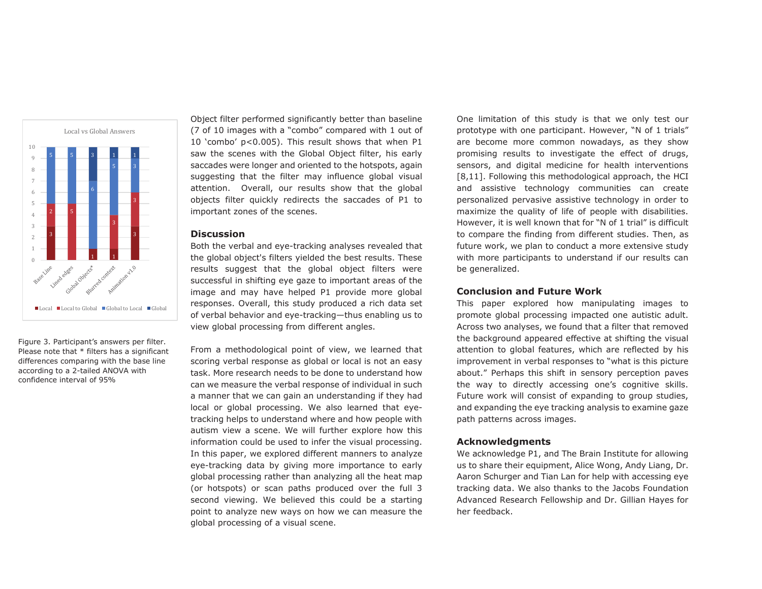Local vs Global Answers

| | Local | Local to Global | Global to Local | Global |
|---|---|---|---|---|
| Base Line | 3 | 2 | 5 | |
| Lined edges | | 5 | 5 | |
| Global Objects* | 1 | | 6 | 3 |
| Blurred context | 1 | 3 | 5 | 1 |
| Animation v1.0 | 3 | 3 | 3 | 1 |

Figure 3. Participant's answers per filter. Please note that * filters has a significant differences comparing with the base line according to a 2-tailed ANOVA with confidence interval of 95%

Object filter performed significantly better than baseline (7 of 10 images with a "combo" compared with 1 out of 10 'combo' $p<0.005$). This result shows that when P1 saw the scenes with the Global Object filter, his early saccades were longer and oriented to the hotspots, again suggesting that the filter may influence global visual attention. Overall, our results show that the global objects filter quickly redirects the saccades of P1 to important zones of the scenes.

## Discussion

Both the verbal and eye-tracking analyses revealed that the global object's filters yielded the best results. These results suggest that the global object filters were successful in shifting eye gaze to important areas of the image and may have helped P1 provide more global responses. Overall, this study produced a rich data set of verbal behavior and eye-tracking—thus enabling us to view global processing from different angles.

From a methodological point of view, we learned that scoring verbal response as global or local is not an easy task. More research needs to be done to understand how can we measure the verbal response of individual in such a manner that we can gain an understanding if they had local or global processing. We also learned that eye-tracking helps to understand where and how people with autism view a scene. We will further explore how this information could be used to infer the visual processing. In this paper, we explored different manners to analyze eye-tracking data by giving more importance to early global processing rather than analyzing all the heat map (or hotspots) or scan paths produced over the full 3 second viewing. We believed this could be a starting point to analyze new ways on how we can measure the global processing of a visual scene.

One limitation of this study is that we only test our prototype with one participant. However, "N of 1 trials" are become more common nowadays, as they show promising results to investigate the effect of drugs, sensors, and digital medicine for health interventions [8,11]. Following this methodological approach, the HCI and assistive technology communities can create personalized pervasive assistive technology in order to maximize the quality of life of people with disabilities. However, it is well known that for "N of 1 trial" is difficult to compare the finding from different studies. Then, as future work, we plan to conduct a more extensive study with more participants to understand if our results can be generalized.

## Conclusion and Future Work

This paper explored how manipulating images to promote global processing impacted one autistic adult. Across two analyses, we found that a filter that removed the background appeared effective at shifting the visual attention to global features, which are reflected by his improvement in verbal responses to "what is this picture about." Perhaps this shift in sensory perception paves the way to directly accessing one's cognitive skills. Future work will consist of expanding to group studies, and expanding the eye tracking analysis to examine gaze path patterns across images.

## Acknowledgments

We acknowledge P1, and The Brain Institute for allowing us to share their equipment, Alice Wong, Andy Liang, Dr. Aaron Schurger and Tian Lan for help with accessing eye tracking data. We also thanks to the Jacobs Foundation Advanced Research Fellowship and Dr. Gillian Hayes for her feedback.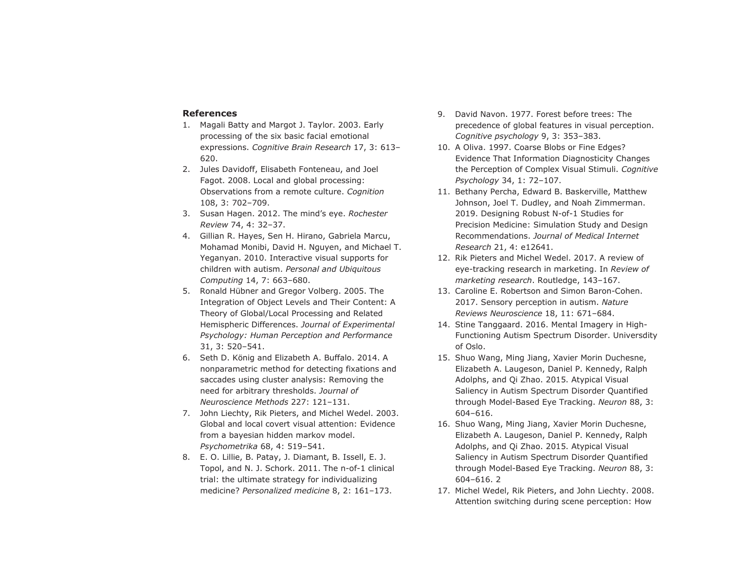## References

1. Magali Batty and Margot J. Taylor. 2003. Early processing of the six basic facial emotional expressions. *Cognitive Brain Research* 17, 3: 613–620.
2. Jules Davidoff, Elisabeth Fonteneau, and Joel Fagot. 2008. Local and global processing: Observations from a remote culture. *Cognition* 108, 3: 702–709.
3. Susan Hagen. 2012. The mind's eye. *Rochester Review* 74, 4: 32–37.
4. Gillian R. Hayes, Sen H. Hirano, Gabriela Marcu, Mohamad Monibi, David H. Nguyen, and Michael T. Yeganyan. 2010. Interactive visual supports for children with autism. *Personal and Ubiquitous Computing* 14, 7: 663–680.
5. Ronald Hübner and Gregor Volberg. 2005. The Integration of Object Levels and Their Content: A Theory of Global/Local Processing and Related Hemispheric Differences. *Journal of Experimental Psychology: Human Perception and Performance* 31, 3: 520–541.
6. Seth D. König and Elizabeth A. Buffalo. 2014. A nonparametric method for detecting fixations and saccades using cluster analysis: Removing the need for arbitrary thresholds. *Journal of Neuroscience Methods* 227: 121–131.
7. John Liechty, Rik Pieters, and Michel Wedel. 2003. Global and local covert visual attention: Evidence from a bayesian hidden markov model. *Psychometrika* 68, 4: 519–541.
8. E. O. Lillie, B. Patay, J. Diamant, B. Issell, E. J. Topol, and N. J. Schork. 2011. The n-of-1 clinical trial: the ultimate strategy for individualizing medicine? *Personalized medicine* 8, 2: 161–173.
9. David Navon. 1977. Forest before trees: The precedence of global features in visual perception. *Cognitive psychology* 9, 3: 353–383.
10. A Oliva. 1997. Coarse Blobs or Fine Edges? Evidence That Information Diagnosticity Changes the Perception of Complex Visual Stimuli. *Cognitive Psychology* 34, 1: 72–107.
11. Bethany Percha, Edward B. Baskerville, Matthew Johnson, Joel T. Dudley, and Noah Zimmerman. 2019. Designing Robust N-of-1 Studies for Precision Medicine: Simulation Study and Design Recommendations. *Journal of Medical Internet Research* 21, 4: e12641.
12. Rik Pieters and Michel Wedel. 2017. A review of eye-tracking research in marketing. In *Review of marketing research*. Routledge, 143–167.
13. Caroline E. Robertson and Simon Baron-Cohen. 2017. Sensory perception in autism. *Nature Reviews Neuroscience* 18, 11: 671–684.
14. Stine Tanggaard. 2016. Mental Imagery in High-Functioning Autism Spectrum Disorder. Universdity of Oslo.
15. Shuo Wang, Ming Jiang, Xavier Morin Duchesne, Elizabeth A. Laugeson, Daniel P. Kennedy, Ralph Adolphs, and Qi Zhao. 2015. Atypical Visual Saliency in Autism Spectrum Disorder Quantified through Model-Based Eye Tracking. *Neuron* 88, 3: 604–616.
16. Shuo Wang, Ming Jiang, Xavier Morin Duchesne, Elizabeth A. Laugeson, Daniel P. Kennedy, Ralph Adolphs, and Qi Zhao. 2015. Atypical Visual Saliency in Autism Spectrum Disorder Quantified through Model-Based Eye Tracking. *Neuron* 88, 3: 604–616. 2
17. Michel Wedel, Rik Pieters, and John Liechty. 2008. Attention switching during scene perception: How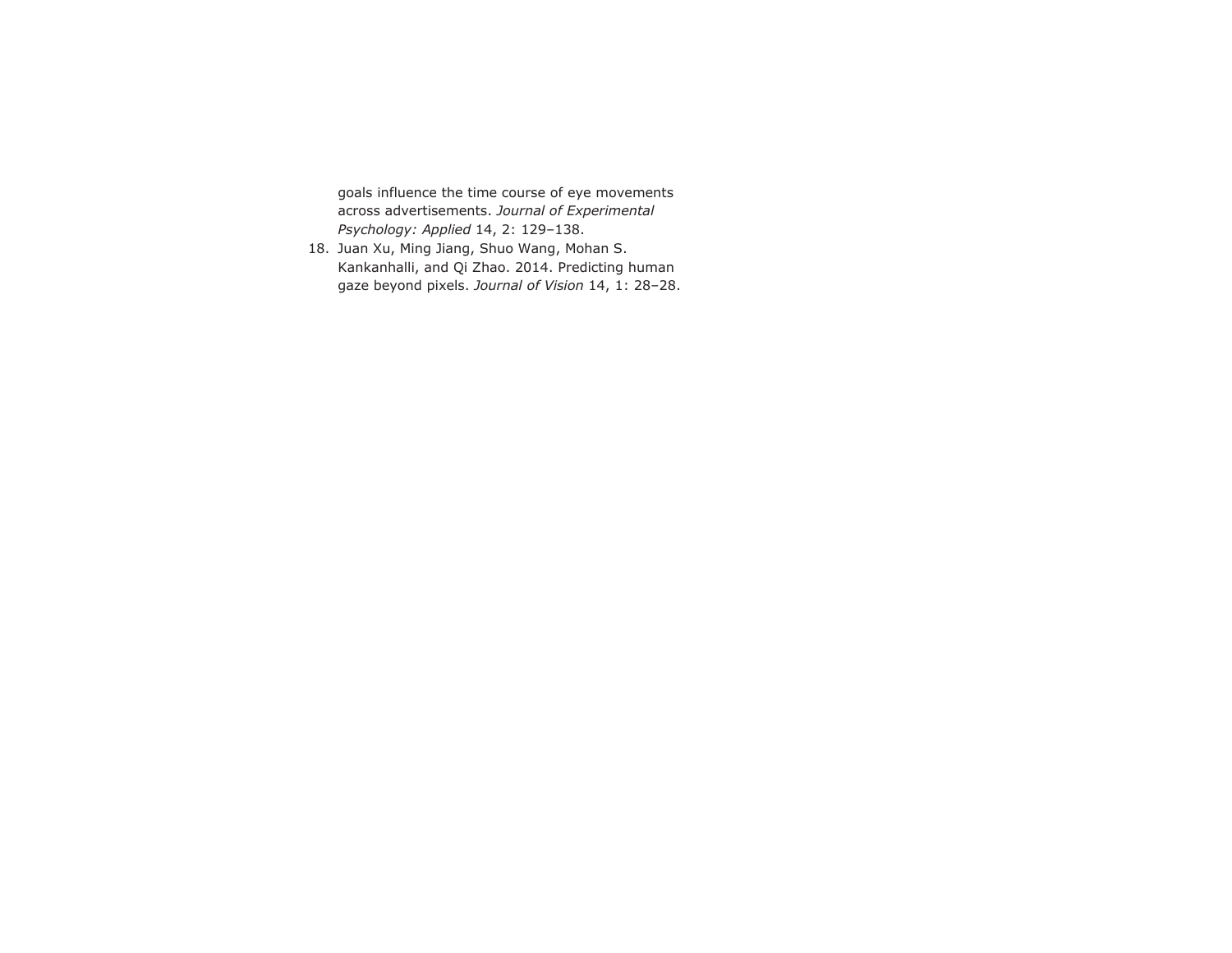goals influence the time course of eye movements across advertisements. *Journal of Experimental Psychology: Applied* 14, 2: 129–138.

18. Juan Xu, Ming Jiang, Shuo Wang, Mohan S. Kankanhalli, and Qi Zhao. 2014. Predicting human gaze beyond pixels. *Journal of Vision* 14, 1: 28–28.